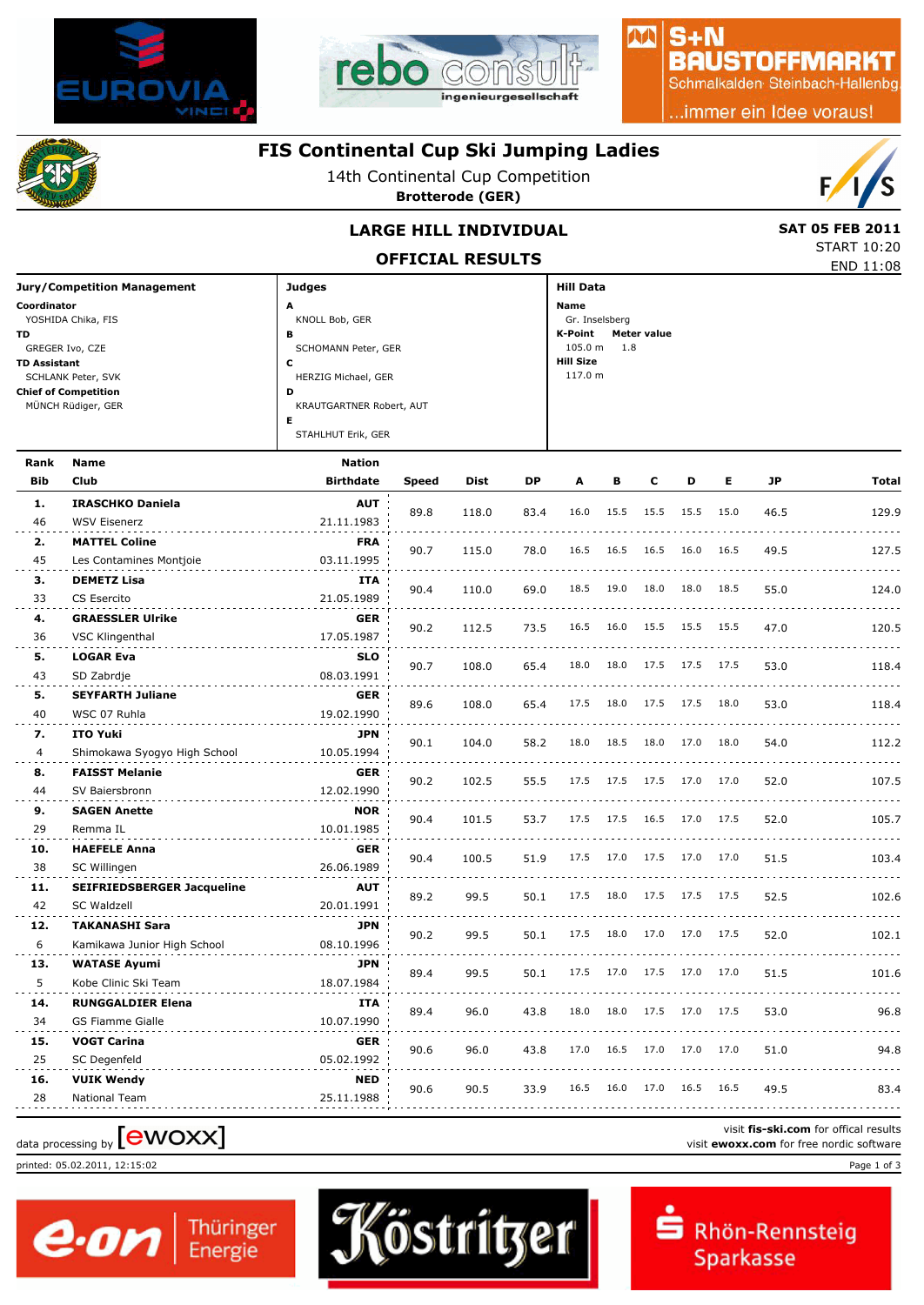# FIS Continental Cup Ski Jumping Ladies

14th Continental Cup Competition

**Brotterode (GER)**

## LARGE HILL INDIVIDUAL

**SAT 05 FEB 2011**

START 10:20

END 11:08

## OFFICIAL RESULTS

**Jury/Competition Management**

**Coordinator** YOSHIDA Chika, FIS
**TD** GREGER Ivo, CZE
**TD Assistant** SCHLANK Peter, SVK
**Chief of Competition** MÜNCH Rüdiger, GER

**Judges**

**A** KNOLL Bob, GER
**B** SCHOMANN Peter, GER
**C** HERZIG Michael, GER
**D** KRAUTGARTNER Robert, AUT
**E** STAHLHUT Erik, GER

**Hill Data**

**Name** Gr. Inselsberg
**K-Point** 105.0 m **Meter value** 1.8
**Hill Size** 117.0 m

| Rank | Bib | Name | Club | Nation | Birthdate | Speed | Dist | DP | A | B | C | D | E | JP | Total |
|---|---|---|---|---|---|---|---|---|---|---|---|---|---|---|---|
| 1. | 46 | IRASCHKO Daniela | WSV Eisenerz | AUT | 21.11.1983 | 89.8 | 118.0 | 83.4 | 16.0 | 15.5 | 15.5 | 15.5 | 15.0 | 46.5 | 129.9 |
| 2. | 45 | MATTEL Coline | Les Contamines Montjoie | FRA | 03.11.1995 | 90.7 | 115.0 | 78.0 | 16.5 | 16.5 | 16.5 | 16.0 | 16.5 | 49.5 | 127.5 |
| 3. | 33 | DEMETZ Lisa | CS Esercito | ITA | 21.05.1989 | 90.4 | 110.0 | 69.0 | 18.5 | 19.0 | 18.0 | 18.0 | 18.5 | 55.0 | 124.0 |
| 4. | 36 | GRAESSLER Ulrike | VSC Klingenthal | GER | 17.05.1987 | 90.2 | 112.5 | 73.5 | 16.5 | 16.0 | 15.5 | 15.5 | 15.5 | 47.0 | 120.5 |
| 5. | 43 | LOGAR Eva | SD Zabrdje | SLO | 08.03.1991 | 90.7 | 108.0 | 65.4 | 18.0 | 18.0 | 17.5 | 17.5 | 17.5 | 53.0 | 118.4 |
| 5. | 40 | SEYFARTH Juliane | WSC 07 Ruhla | GER | 19.02.1990 | 89.6 | 108.0 | 65.4 | 17.5 | 18.0 | 17.5 | 17.5 | 18.0 | 53.0 | 118.4 |
| 7. | 4 | ITO Yuki | Shimokawa Syogyo High School | JPN | 10.05.1994 | 90.1 | 104.0 | 58.2 | 18.0 | 18.5 | 18.0 | 17.0 | 18.0 | 54.0 | 112.2 |
| 8. | 44 | FAISST Melanie | SV Baiersbronn | GER | 12.02.1990 | 90.2 | 102.5 | 55.5 | 17.5 | 17.5 | 17.5 | 17.0 | 17.0 | 52.0 | 107.5 |
| 9. | 29 | SAGEN Anette | Remma IL | NOR | 10.01.1985 | 90.4 | 101.5 | 53.7 | 17.5 | 17.5 | 16.5 | 17.0 | 17.5 | 52.0 | 105.7 |
| 10. | 38 | HAEFELE Anna | SC Willingen | GER | 26.06.1989 | 90.4 | 100.5 | 51.9 | 17.5 | 17.0 | 17.5 | 17.0 | 17.0 | 51.5 | 103.4 |
| 11. | 42 | SEIFRIEDSBERGER Jacqueline | SC Waldzell | AUT | 20.01.1991 | 89.2 | 99.5 | 50.1 | 17.5 | 18.0 | 17.5 | 17.5 | 17.5 | 52.5 | 102.6 |
| 12. | 6 | TAKANASHI Sara | Kamikawa Junior High School | JPN | 08.10.1996 | 90.2 | 99.5 | 50.1 | 17.5 | 18.0 | 17.0 | 17.0 | 17.5 | 52.0 | 102.1 |
| 13. | 5 | WATASE Ayumi | Kobe Clinic Ski Team | JPN | 18.07.1984 | 89.4 | 99.5 | 50.1 | 17.5 | 17.0 | 17.5 | 17.0 | 17.0 | 51.5 | 101.6 |
| 14. | 34 | RUNGGALDIER Elena | GS Fiamme Gialle | ITA | 10.07.1990 | 89.4 | 96.0 | 43.8 | 18.0 | 18.0 | 17.5 | 17.0 | 17.5 | 53.0 | 96.8 |
| 15. | 25 | VOGT Carina | SC Degenfeld | GER | 05.02.1992 | 90.6 | 96.0 | 43.8 | 17.0 | 16.5 | 17.0 | 17.0 | 17.0 | 51.0 | 94.8 |
| 16. | 28 | VUIK Wendy | National Team | NED | 25.11.1988 | 90.6 | 90.5 | 33.9 | 16.5 | 16.0 | 17.0 | 16.5 | 16.5 | 49.5 | 83.4 |

data processing by [ewoxx]

visit **fis-ski.com** for offical results
visit **ewoxx.com** for free nordic software

printed: 05.02.2011, 12:15:02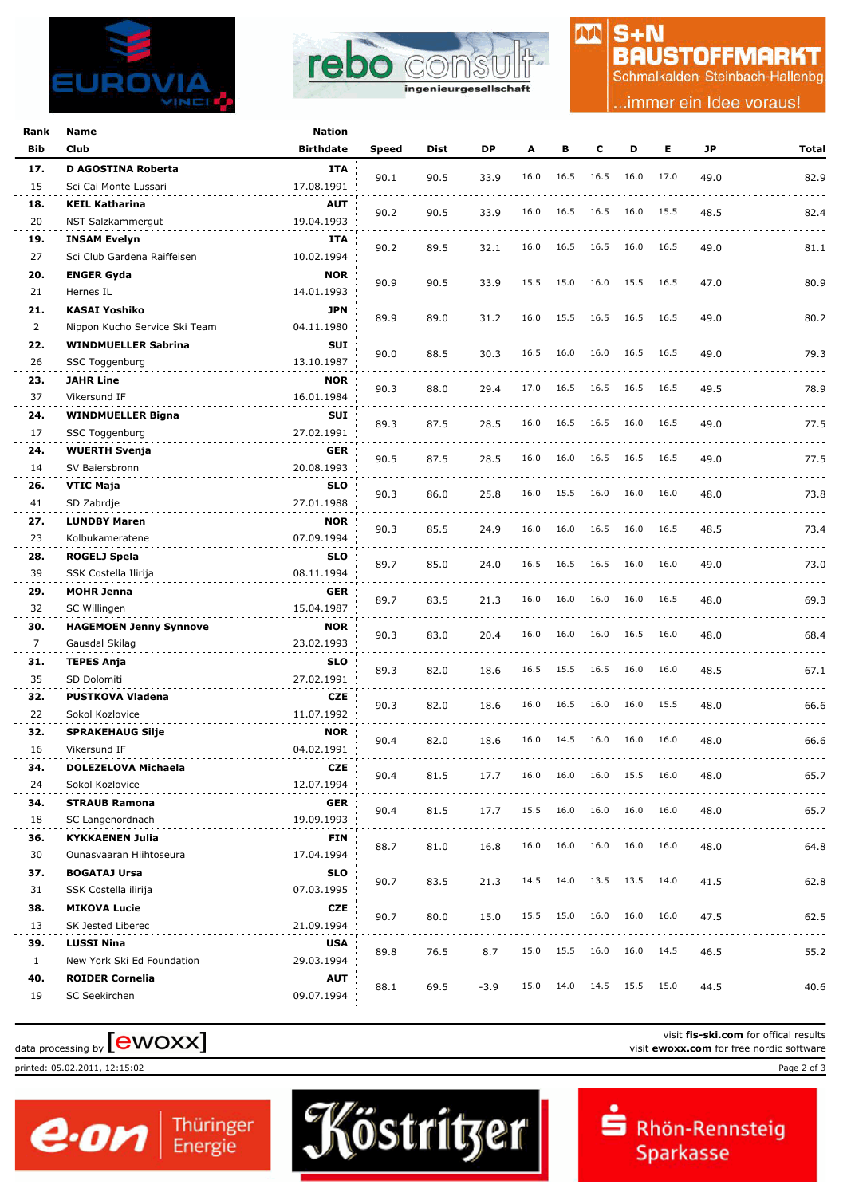| Rank | Name | Nation | | | | | | | | | | |
|---|---|---|---|---|---|---|---|---|---|---|---|---|
| Bib | Club | Birthdate | Speed | Dist | DP | A | B | C | D | E | JP | Total |
| 17. | D AGOSTINA Roberta | ITA | 90.1 | 90.5 | 33.9 | 16.0 | 16.5 | 16.5 | 16.0 | 17.0 | 49.0 | 82.9 |
| 15 | Sci Cai Monte Lussari | 17.08.1991 | | | | | | | | | | |
| 18. | KEIL Katharina | AUT | 90.2 | 90.5 | 33.9 | 16.0 | 16.5 | 16.5 | 16.0 | 15.5 | 48.5 | 82.4 |
| 20 | NST Salzkammergut | 19.04.1993 | | | | | | | | | | |
| 19. | INSAM Evelyn | ITA | 90.2 | 89.5 | 32.1 | 16.0 | 16.5 | 16.5 | 16.0 | 16.5 | 49.0 | 81.1 |
| 27 | Sci Club Gardena Raiffeisen | 10.02.1994 | | | | | | | | | | |
| 20. | ENGER Gyda | NOR | 90.9 | 90.5 | 33.9 | 15.5 | 15.0 | 16.0 | 15.5 | 16.5 | 47.0 | 80.9 |
| 21 | Hernes IL | 14.01.1993 | | | | | | | | | | |
| 21. | KASAI Yoshiko | JPN | 89.9 | 89.0 | 31.2 | 16.0 | 15.5 | 16.5 | 16.5 | 16.5 | 49.0 | 80.2 |
| 2 | Nippon Kucho Service Ski Team | 04.11.1980 | | | | | | | | | | |
| 22. | WINDMUELLER Sabrina | SUI | 90.0 | 88.5 | 30.3 | 16.5 | 16.0 | 16.0 | 16.5 | 16.5 | 49.0 | 79.3 |
| 26 | SSC Toggenburg | 13.10.1987 | | | | | | | | | | |
| 23. | JAHR Line | NOR | 90.3 | 88.0 | 29.4 | 17.0 | 16.5 | 16.5 | 16.5 | 16.5 | 49.5 | 78.9 |
| 37 | Vikersund IF | 16.01.1984 | | | | | | | | | | |
| 24. | WINDMUELLER Bigna | SUI | 89.3 | 87.5 | 28.5 | 16.0 | 16.5 | 16.5 | 16.0 | 16.5 | 49.0 | 77.5 |
| 17 | SSC Toggenburg | 27.02.1991 | | | | | | | | | | |
| 24. | WUERTH Svenja | GER | 90.5 | 87.5 | 28.5 | 16.0 | 16.0 | 16.5 | 16.5 | 16.5 | 49.0 | 77.5 |
| 14 | SV Baiersbronn | 20.08.1993 | | | | | | | | | | |
| 26. | VTIC Maja | SLO | 90.3 | 86.0 | 25.8 | 16.0 | 15.5 | 16.0 | 16.0 | 16.0 | 48.0 | 73.8 |
| 41 | SD Zabrdje | 27.01.1988 | | | | | | | | | | |
| 27. | LUNDBY Maren | NOR | 90.3 | 85.5 | 24.9 | 16.0 | 16.0 | 16.5 | 16.0 | 16.5 | 48.5 | 73.4 |
| 23 | Kolbukameratene | 07.09.1994 | | | | | | | | | | |
| 28. | ROGELJ Spela | SLO | 89.7 | 85.0 | 24.0 | 16.5 | 16.5 | 16.5 | 16.0 | 16.0 | 49.0 | 73.0 |
| 39 | SSK Costella Ilirija | 08.11.1994 | | | | | | | | | | |
| 29. | MOHR Jenna | GER | 89.7 | 83.5 | 21.3 | 16.0 | 16.0 | 16.0 | 16.0 | 16.5 | 48.0 | 69.3 |
| 32 | SC Willingen | 15.04.1987 | | | | | | | | | | |
| 30. | HAGEMOEN Jenny Synnove | NOR | 90.3 | 83.0 | 20.4 | 16.0 | 16.0 | 16.0 | 16.5 | 16.0 | 48.0 | 68.4 |
| 7 | Gausdal Skilag | 23.02.1993 | | | | | | | | | | |
| 31. | TEPES Anja | SLO | 89.3 | 82.0 | 18.6 | 16.5 | 15.5 | 16.5 | 16.0 | 16.0 | 48.5 | 67.1 |
| 35 | SD Dolomiti | 27.02.1991 | | | | | | | | | | |
| 32. | PUSTKOVA Vladena | CZE | 90.3 | 82.0 | 18.6 | 16.0 | 16.5 | 16.0 | 16.0 | 15.5 | 48.0 | 66.6 |
| 22 | Sokol Kozlovice | 11.07.1992 | | | | | | | | | | |
| 32. | SPRAKEHAUG Silje | NOR | 90.4 | 82.0 | 18.6 | 16.0 | 14.5 | 16.0 | 16.0 | 16.0 | 48.0 | 66.6 |
| 16 | Vikersund IF | 04.02.1991 | | | | | | | | | | |
| 34. | DOLEZELOVA Michaela | CZE | 90.4 | 81.5 | 17.7 | 16.0 | 16.0 | 16.0 | 15.5 | 16.0 | 48.0 | 65.7 |
| 24 | Sokol Kozlovice | 12.07.1994 | | | | | | | | | | |
| 34. | STRAUB Ramona | GER | 90.4 | 81.5 | 17.7 | 15.5 | 16.0 | 16.0 | 16.0 | 16.0 | 48.0 | 65.7 |
| 18 | SC Langenordnach | 19.09.1993 | | | | | | | | | | |
| 36. | KYKKAENEN Julia | FIN | 88.7 | 81.0 | 16.8 | 16.0 | 16.0 | 16.0 | 16.0 | 16.0 | 48.0 | 64.8 |
| 30 | Ounasvaaran Hiihtoseura | 17.04.1994 | | | | | | | | | | |
| 37. | BOGATAJ Ursa | SLO | 90.7 | 83.5 | 21.3 | 14.5 | 14.0 | 13.5 | 13.5 | 14.0 | 41.5 | 62.8 |
| 31 | SSK Costella ilirija | 07.03.1995 | | | | | | | | | | |
| 38. | MIKOVA Lucie | CZE | 90.7 | 80.0 | 15.0 | 15.5 | 15.0 | 16.0 | 16.0 | 16.0 | 47.5 | 62.5 |
| 13 | SK Jested Liberec | 21.09.1994 | | | | | | | | | | |
| 39. | LUSSI Nina | USA | 89.8 | 76.5 | 8.7 | 15.0 | 15.5 | 16.0 | 16.0 | 14.5 | 46.5 | 55.2 |
| 1 | New York Ski Ed Foundation | 29.03.1994 | | | | | | | | | | |
| 40. | ROIDER Cornelia | AUT | 88.1 | 69.5 | -3.9 | 15.0 | 14.0 | 14.5 | 15.5 | 15.0 | 44.5 | 40.6 |
| 19 | SC Seekirchen | 09.07.1994 | | | | | | | | | | |

data processing by [ewoxx]

visit **fis-ski.com** for offical results
visit **ewoxx.com** for free nordic software

printed: 05.02.2011, 12:15:02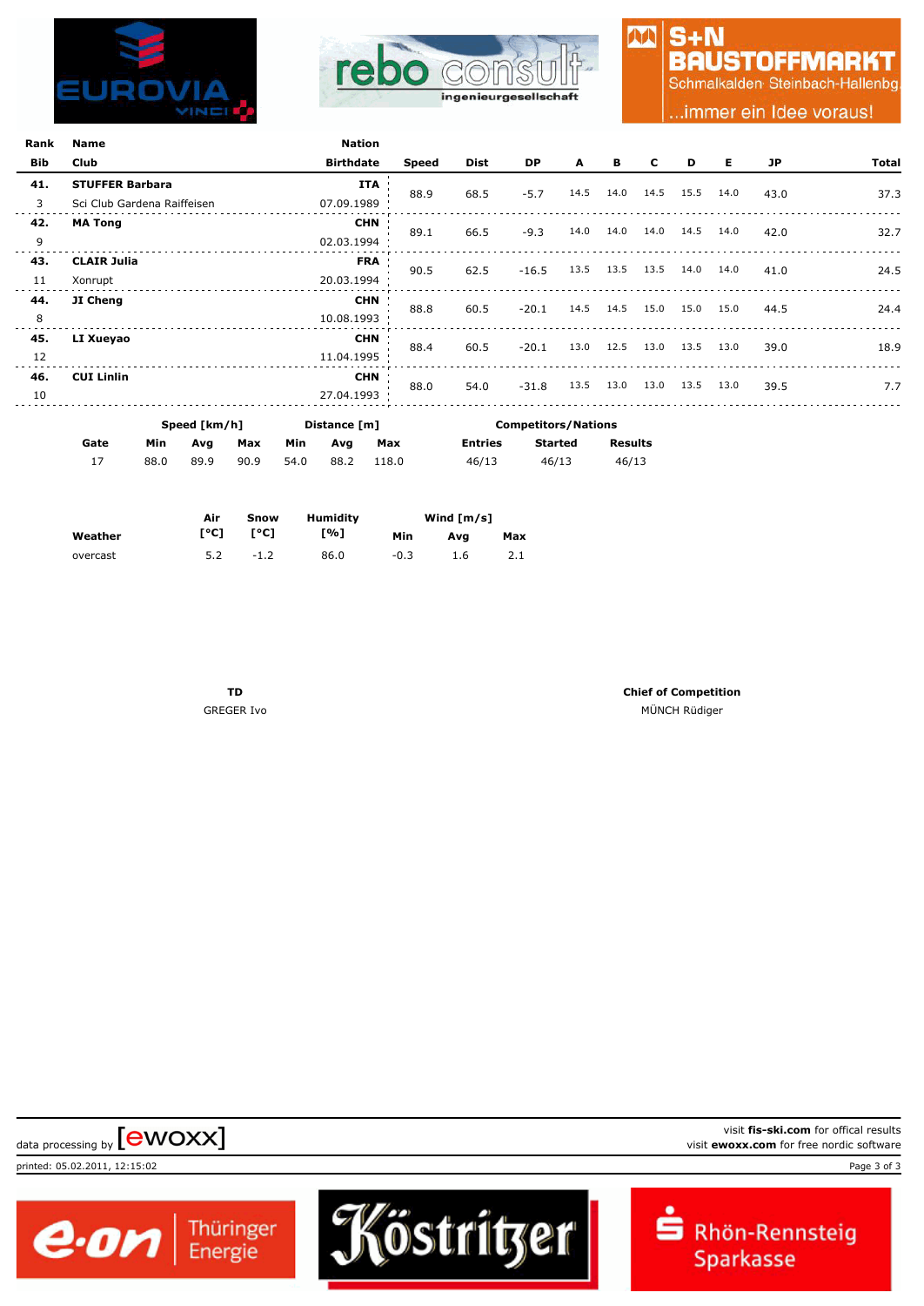| Rank<br>Bib | Name<br>Club | Nation<br>Birthdate | Speed | Dist | DP | A | B | C | D | E | JP | Total |
|---|---|---|---|---|---|---|---|---|---|---|---|---|
| **41.**<br>3 | **STUFFER Barbara**<br>Sci Club Gardena Raiffeisen | **ITA**<br>07.09.1989 | 88.9 | 68.5 | -5.7 | 14.5 | 14.0 | 14.5 | 15.5 | 14.0 | 43.0 | 37.3 |
| **42.**<br>9 | **MA Tong** | **CHN**<br>02.03.1994 | 89.1 | 66.5 | -9.3 | 14.0 | 14.0 | 14.0 | 14.5 | 14.0 | 42.0 | 32.7 |
| **43.**<br>11 | **CLAIR Julia**<br>Xonrupt | **FRA**<br>20.03.1994 | 90.5 | 62.5 | -16.5 | 13.5 | 13.5 | 13.5 | 14.0 | 14.0 | 41.0 | 24.5 |
| **44.**<br>8 | **JI Cheng** | **CHN**<br>10.08.1993 | 88.8 | 60.5 | -20.1 | 14.5 | 14.5 | 15.0 | 15.0 | 15.0 | 44.5 | 24.4 |
| **45.**<br>12 | **LI Xueyao** | **CHN**<br>11.04.1995 | 88.4 | 60.5 | -20.1 | 13.0 | 12.5 | 13.0 | 13.5 | 13.0 | 39.0 | 18.9 |
| **46.**<br>10 | **CUI Linlin** | **CHN**<br>27.04.1993 | 88.0 | 54.0 | -31.8 | 13.5 | 13.0 | 13.0 | 13.5 | 13.0 | 39.5 | 7.7 |

| | Speed [km/h] | | | Distance [m] | | | Competitors/Nations | | |
|---|---|---|---|---|---|---|---|---|---|
| Gate | Min | Avg | Max | Min | Avg | Max | Entries | Started | Results |
| 17 | 88.0 | 89.9 | 90.9 | 54.0 | 88.2 | 118.0 | 46/13 | 46/13 | 46/13 |

| Weather | Air [°C] | Snow [°C] | Humidity [%] | Wind [m/s] Min | Avg | Max |
|---|---|---|---|---|---|---|
| overcast | 5.2 | -1.2 | 86.0 | -0.3 | 1.6 | 2.1 |

**TD**
GREGER Ivo

**Chief of Competition**
MÜNCH Rüdiger

data processing by [ewoxx]

visit **fis-ski.com** for offical results
visit **ewoxx.com** for free nordic software

printed: 05.02.2011, 12:15:02